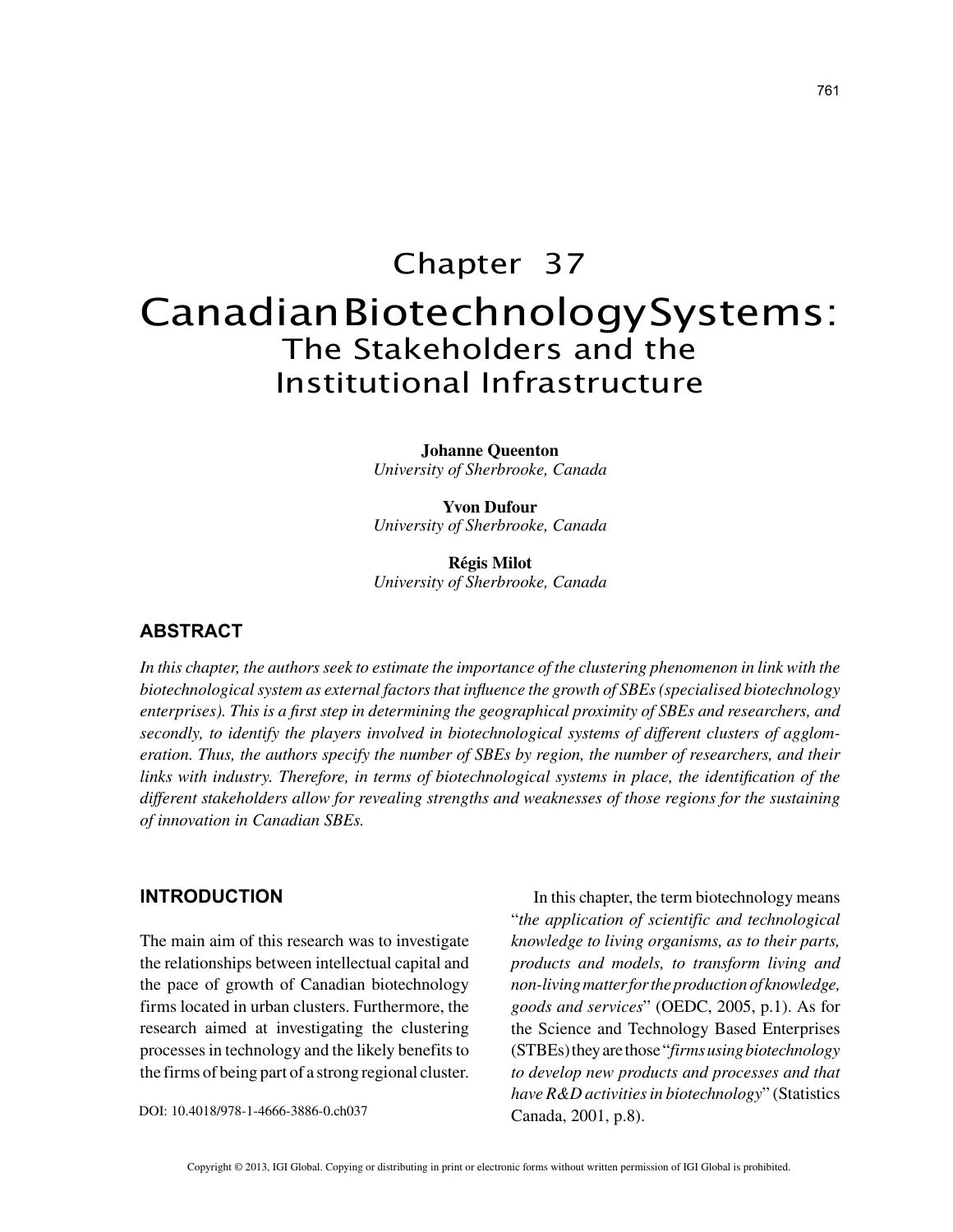# Chapter 37

# Canadian Biotechnology Systems: The Stakeholders and the Institutional Infrastructure

**Johanne Queenton**
*University of Sherbrooke, Canada*

**Yvon Dufour**
*University of Sherbrooke, Canada*

**Régis Milot**
*University of Sherbrooke, Canada*

## ABSTRACT

*In this chapter, the authors seek to estimate the importance of the clustering phenomenon in link with the biotechnological system as external factors that influence the growth of SBEs (specialised biotechnology enterprises). This is a first step in determining the geographical proximity of SBEs and researchers, and secondly, to identify the players involved in biotechnological systems of different clusters of agglomeration. Thus, the authors specify the number of SBEs by region, the number of researchers, and their links with industry. Therefore, in terms of biotechnological systems in place, the identification of the different stakeholders allow for revealing strengths and weaknesses of those regions for the sustaining of innovation in Canadian SBEs.*

## INTRODUCTION

The main aim of this research was to investigate the relationships between intellectual capital and the pace of growth of Canadian biotechnology firms located in urban clusters. Furthermore, the research aimed at investigating the clustering processes in technology and the likely benefits to the firms of being part of a strong regional cluster.

In this chapter, the term biotechnology means "*the application of scientific and technological knowledge to living organisms, as to their parts, products and models, to transform living and non-living matter for the production of knowledge, goods and services*" (OEDC, 2005, p.1). As for the Science and Technology Based Enterprises (STBEs) they are those "*firms using biotechnology to develop new products and processes and that have R&D activities in biotechnology*" (Statistics Canada, 2001, p.8).

DOI: 10.4018/978-1-4666-3886-0.ch037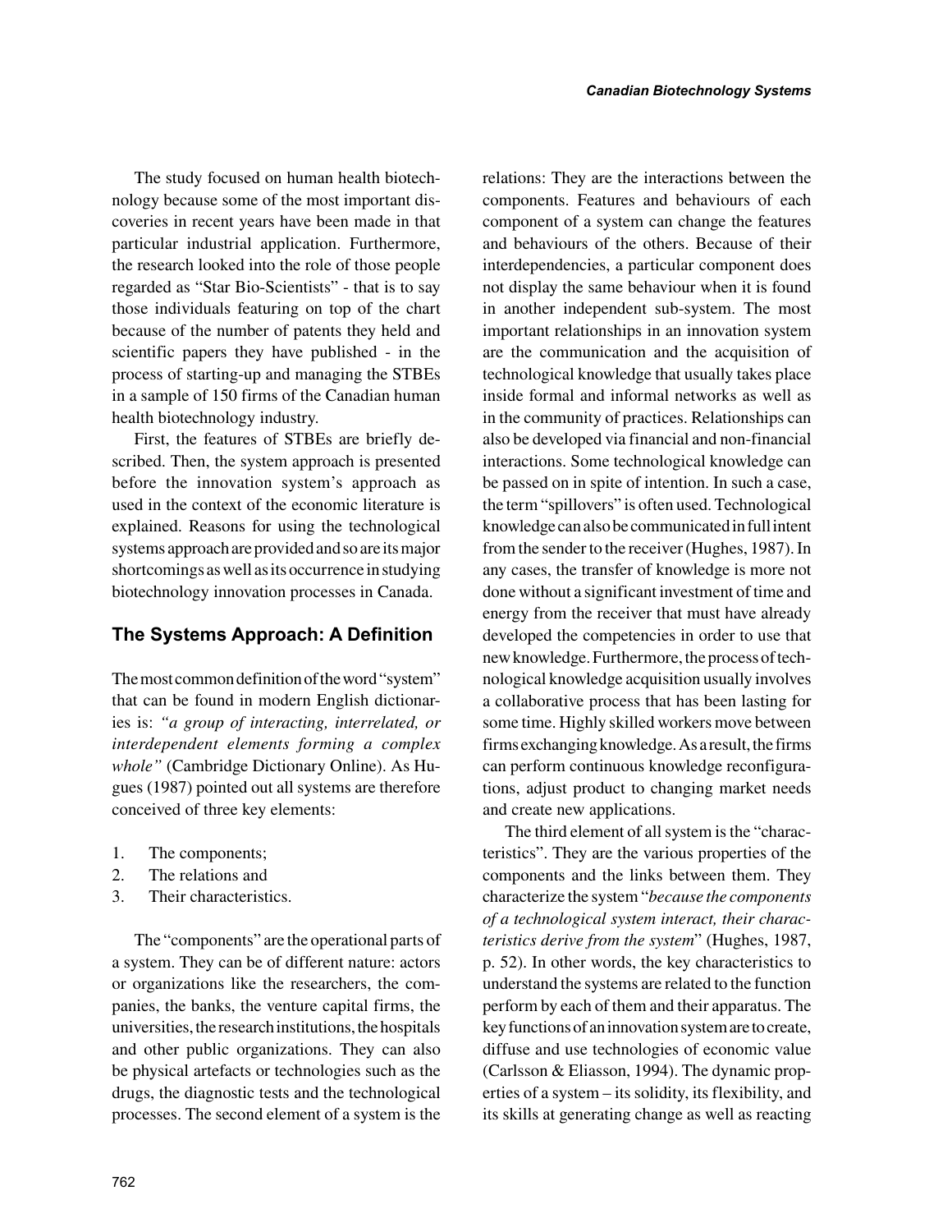The study focused on human health biotechnology because some of the most important discoveries in recent years have been made in that particular industrial application. Furthermore, the research looked into the role of those people regarded as "Star Bio-Scientists" - that is to say those individuals featuring on top of the chart because of the number of patents they held and scientific papers they have published - in the process of starting-up and managing the STBEs in a sample of 150 firms of the Canadian human health biotechnology industry.

First, the features of STBEs are briefly described. Then, the system approach is presented before the innovation system's approach as used in the context of the economic literature is explained. Reasons for using the technological systems approach are provided and so are its major shortcomings as well as its occurrence in studying biotechnology innovation processes in Canada.

## The Systems Approach: A Definition

The most common definition of the word "system" that can be found in modern English dictionaries is: *"a group of interacting, interrelated, or interdependent elements forming a complex whole"* (Cambridge Dictionary Online). As Hugues (1987) pointed out all systems are therefore conceived of three key elements:

1. The components;
2. The relations and
3. Their characteristics.

The "components" are the operational parts of a system. They can be of different nature: actors or organizations like the researchers, the companies, the banks, the venture capital firms, the universities, the research institutions, the hospitals and other public organizations. They can also be physical artefacts or technologies such as the drugs, the diagnostic tests and the technological processes. The second element of a system is the relations: They are the interactions between the components. Features and behaviours of each component of a system can change the features and behaviours of the others. Because of their interdependencies, a particular component does not display the same behaviour when it is found in another independent sub-system. The most important relationships in an innovation system are the communication and the acquisition of technological knowledge that usually takes place inside formal and informal networks as well as in the community of practices. Relationships can also be developed via financial and non-financial interactions. Some technological knowledge can be passed on in spite of intention. In such a case, the term "spillovers" is often used. Technological knowledge can also be communicated in full intent from the sender to the receiver (Hughes, 1987). In any cases, the transfer of knowledge is more not done without a significant investment of time and energy from the receiver that must have already developed the competencies in order to use that new knowledge. Furthermore, the process of technological knowledge acquisition usually involves a collaborative process that has been lasting for some time. Highly skilled workers move between firms exchanging knowledge. As a result, the firms can perform continuous knowledge reconfigurations, adjust product to changing market needs and create new applications.

The third element of all system is the "characteristics". They are the various properties of the components and the links between them. They characterize the system "*because the components of a technological system interact, their characteristics derive from the system*" (Hughes, 1987, p. 52). In other words, the key characteristics to understand the systems are related to the function perform by each of them and their apparatus. The key functions of an innovation system are to create, diffuse and use technologies of economic value (Carlsson & Eliasson, 1994). The dynamic properties of a system – its solidity, its flexibility, and its skills at generating change as well as reacting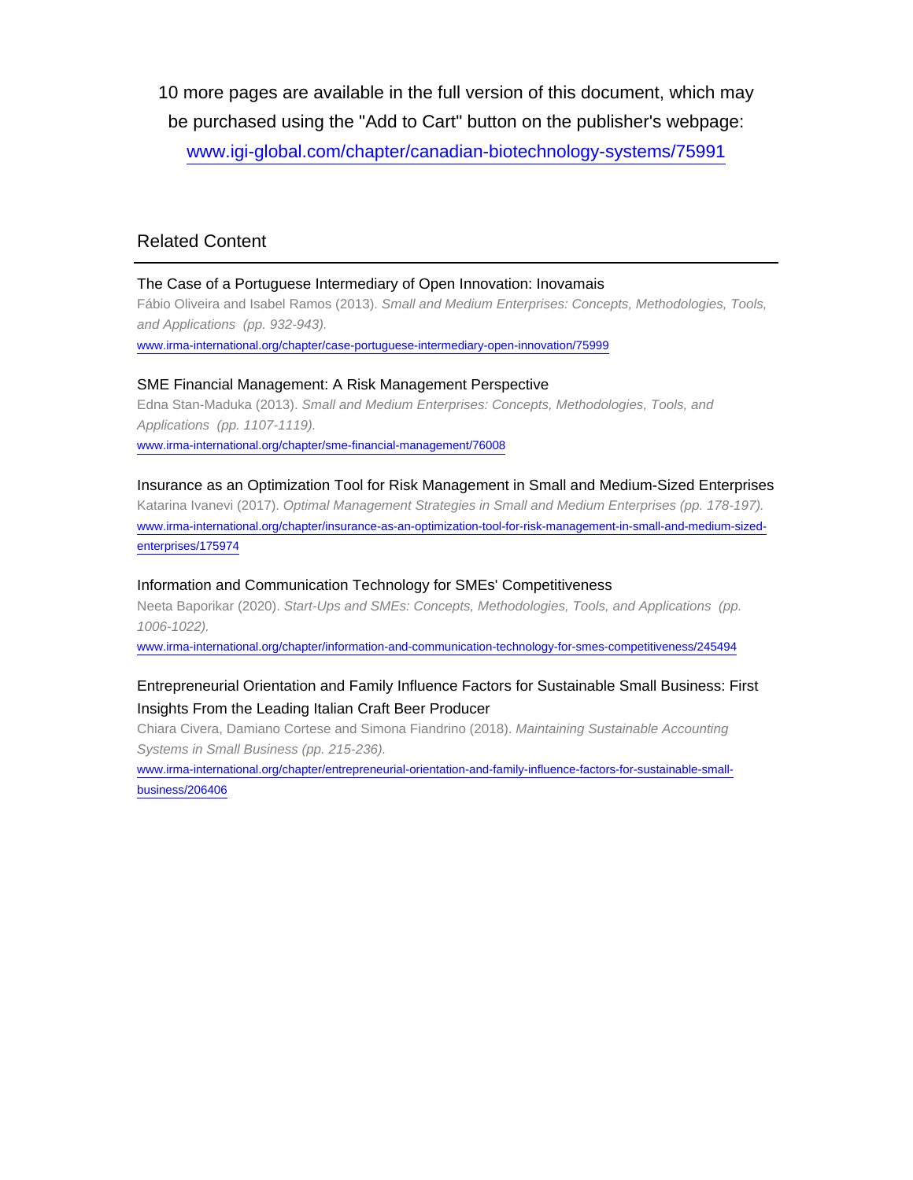10 more pages are available in the full version of this document, which may be purchased using the "Add to Cart" button on the publisher's webpage: www.igi-global.com/chapter/canadian-biotechnology-systems/75991

## Related Content

The Case of a Portuguese Intermediary of Open Innovation: Inovamais
Fábio Oliveira and Isabel Ramos (2013). *Small and Medium Enterprises: Concepts, Methodologies, Tools, and Applications (pp. 932-943).*
www.irma-international.org/chapter/case-portuguese-intermediary-open-innovation/75999

SME Financial Management: A Risk Management Perspective
Edna Stan-Maduka (2013). *Small and Medium Enterprises: Concepts, Methodologies, Tools, and Applications (pp. 1107-1119).*
www.irma-international.org/chapter/sme-financial-management/76008

Insurance as an Optimization Tool for Risk Management in Small and Medium-Sized Enterprises
Katarina Ivanevi (2017). *Optimal Management Strategies in Small and Medium Enterprises (pp. 178-197).*
www.irma-international.org/chapter/insurance-as-an-optimization-tool-for-risk-management-in-small-and-medium-sized-enterprises/175974

Information and Communication Technology for SMEs' Competitiveness
Neeta Baporikar (2020). *Start-Ups and SMEs: Concepts, Methodologies, Tools, and Applications (pp. 1006-1022).*
www.irma-international.org/chapter/information-and-communication-technology-for-smes-competitiveness/245494

Entrepreneurial Orientation and Family Influence Factors for Sustainable Small Business: First Insights From the Leading Italian Craft Beer Producer
Chiara Civera, Damiano Cortese and Simona Fiandrino (2018). *Maintaining Sustainable Accounting Systems in Small Business (pp. 215-236).*
www.irma-international.org/chapter/entrepreneurial-orientation-and-family-influence-factors-for-sustainable-small-business/206406